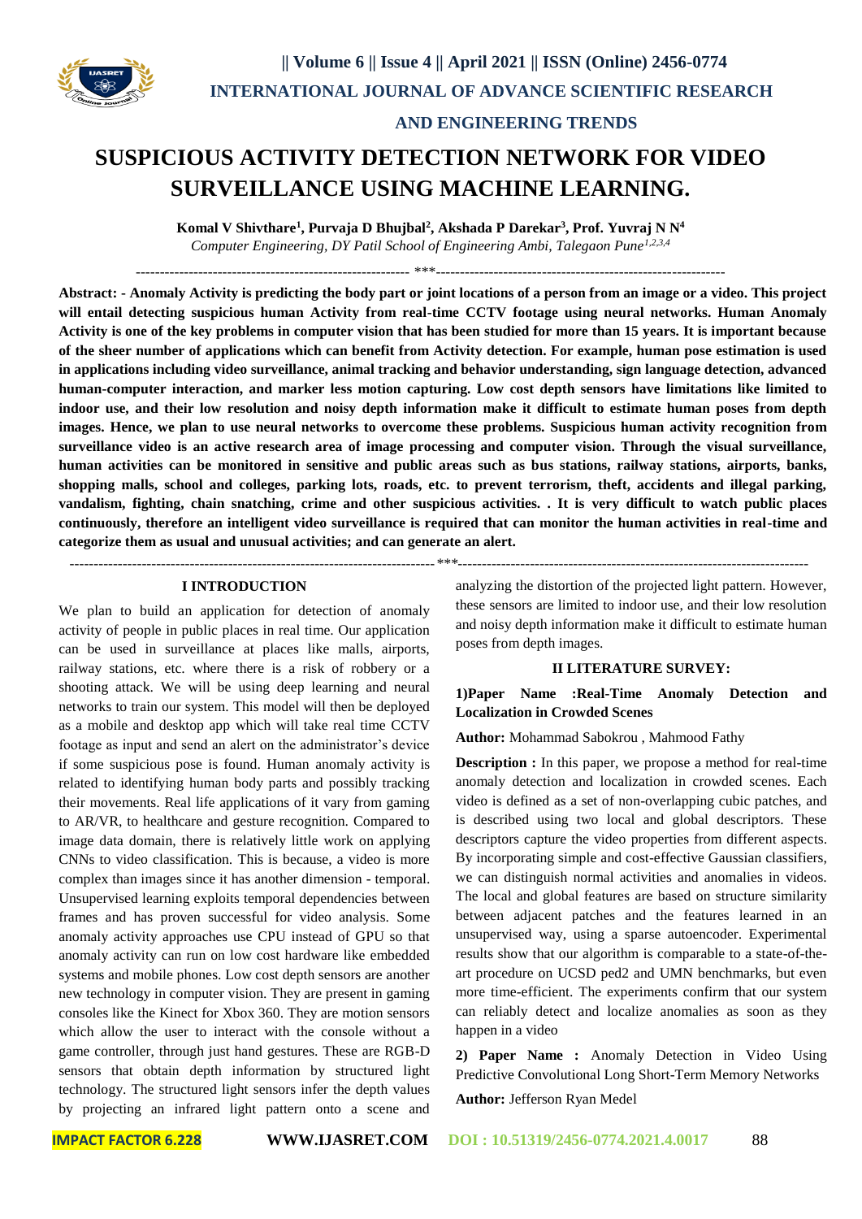# SUSPICIOUS ACTIVITY DETECTION NETWORK FOR VIDEO SURVEILLANCE USING MACHINE LEARNING.

**Komal V Shivthare[1], Purvaja D Bhujbal[2], Akshada P Darekar[3], Prof. Yuvraj N N[4]**

*Computer Engineering, DY Patil School of Engineering Ambi, Talegaon Pune[1,2,3,4]*

---

**Abstract: - Anomaly Activity is predicting the body part or joint locations of a person from an image or a video. This project will entail detecting suspicious human Activity from real-time CCTV footage using neural networks. Human Anomaly Activity is one of the key problems in computer vision that has been studied for more than 15 years. It is important because of the sheer number of applications which can benefit from Activity detection. For example, human pose estimation is used in applications including video surveillance, animal tracking and behavior understanding, sign language detection, advanced human-computer interaction, and marker less motion capturing. Low cost depth sensors have limitations like limited to indoor use, and their low resolution and noisy depth information make it difficult to estimate human poses from depth images. Hence, we plan to use neural networks to overcome these problems. Suspicious human activity recognition from surveillance video is an active research area of image processing and computer vision. Through the visual surveillance, human activities can be monitored in sensitive and public areas such as bus stations, railway stations, airports, banks, shopping malls, school and colleges, parking lots, roads, etc. to prevent terrorism, theft, accidents and illegal parking, vandalism, fighting, chain snatching, crime and other suspicious activities. . It is very difficult to watch public places continuously, therefore an intelligent video surveillance is required that can monitor the human activities in real-time and categorize them as usual and unusual activities; and can generate an alert.**

---

## I INTRODUCTION

We plan to build an application for detection of anomaly activity of people in public places in real time. Our application can be used in surveillance at places like malls, airports, railway stations, etc. where there is a risk of robbery or a shooting attack. We will be using deep learning and neural networks to train our system. This model will then be deployed as a mobile and desktop app which will take real time CCTV footage as input and send an alert on the administrator's device if some suspicious pose is found. Human anomaly activity is related to identifying human body parts and possibly tracking their movements. Real life applications of it vary from gaming to AR/VR, to healthcare and gesture recognition. Compared to image data domain, there is relatively little work on applying CNNs to video classification. This is because, a video is more complex than images since it has another dimension - temporal. Unsupervised learning exploits temporal dependencies between frames and has proven successful for video analysis. Some anomaly activity approaches use CPU instead of GPU so that anomaly activity can run on low cost hardware like embedded systems and mobile phones. Low cost depth sensors are another new technology in computer vision. They are present in gaming consoles like the Kinect for Xbox 360. They are motion sensors which allow the user to interact with the console without a game controller, through just hand gestures. These are RGB-D sensors that obtain depth information by structured light technology. The structured light sensors infer the depth values by projecting an infrared light pattern onto a scene and analyzing the distortion of the projected light pattern. However, these sensors are limited to indoor use, and their low resolution and noisy depth information make it difficult to estimate human poses from depth images.

## II LITERATURE SURVEY:

**1)Paper Name :Real-Time Anomaly Detection and Localization in Crowded Scenes**

**Author:** Mohammad Sabokrou , Mahmood Fathy

**Description :** In this paper, we propose a method for real-time anomaly detection and localization in crowded scenes. Each video is defined as a set of non-overlapping cubic patches, and is described using two local and global descriptors. These descriptors capture the video properties from different aspects. By incorporating simple and cost-effective Gaussian classifiers, we can distinguish normal activities and anomalies in videos. The local and global features are based on structure similarity between adjacent patches and the features learned in an unsupervised way, using a sparse autoencoder. Experimental results show that our algorithm is comparable to a state-of-the-art procedure on UCSD ped2 and UMN benchmarks, but even more time-efficient. The experiments confirm that our system can reliably detect and localize anomalies as soon as they happen in a video

**2) Paper Name :** Anomaly Detection in Video Using Predictive Convolutional Long Short-Term Memory Networks

**Author:** Jefferson Ryan Medel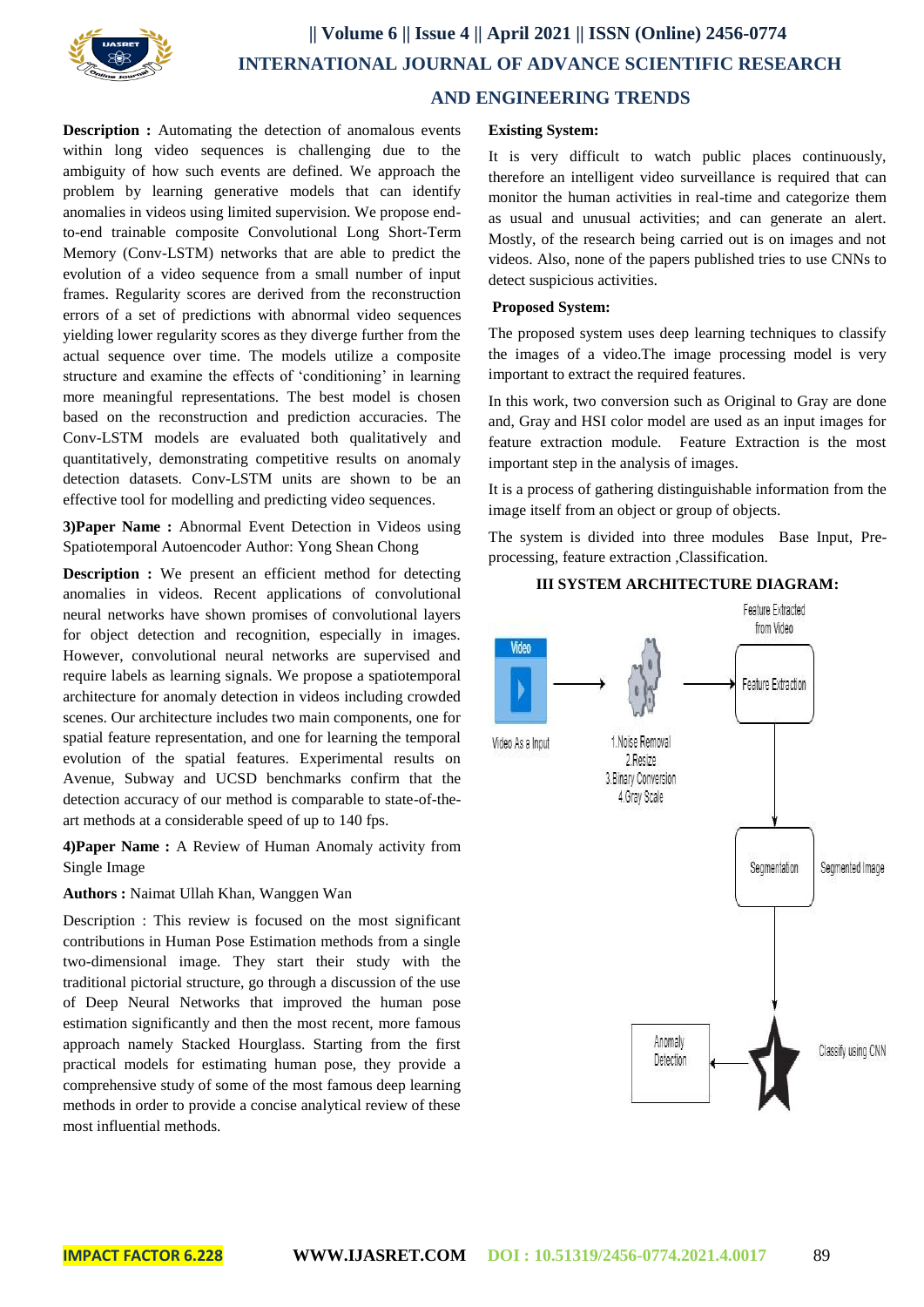**Description :** Automating the detection of anomalous events within long video sequences is challenging due to the ambiguity of how such events are defined. We approach the problem by learning generative models that can identify anomalies in videos using limited supervision. We propose end-to-end trainable composite Convolutional Long Short-Term Memory (Conv-LSTM) networks that are able to predict the evolution of a video sequence from a small number of input frames. Regularity scores are derived from the reconstruction errors of a set of predictions with abnormal video sequences yielding lower regularity scores as they diverge further from the actual sequence over time. The models utilize a composite structure and examine the effects of 'conditioning' in learning more meaningful representations. The best model is chosen based on the reconstruction and prediction accuracies. The Conv-LSTM models are evaluated both qualitatively and quantitatively, demonstrating competitive results on anomaly detection datasets. Conv-LSTM units are shown to be an effective tool for modelling and predicting video sequences.

**3)Paper Name :** Abnormal Event Detection in Videos using Spatiotemporal Autoencoder Author: Yong Shean Chong

**Description :** We present an efficient method for detecting anomalies in videos. Recent applications of convolutional neural networks have shown promises of convolutional layers for object detection and recognition, especially in images. However, convolutional neural networks are supervised and require labels as learning signals. We propose a spatiotemporal architecture for anomaly detection in videos including crowded scenes. Our architecture includes two main components, one for spatial feature representation, and one for learning the temporal evolution of the spatial features. Experimental results on Avenue, Subway and UCSD benchmarks confirm that the detection accuracy of our method is comparable to state-of-the-art methods at a considerable speed of up to 140 fps.

**4)Paper Name :** A Review of Human Anomaly activity from Single Image

**Authors :** Naimat Ullah Khan, Wanggen Wan

Description : This review is focused on the most significant contributions in Human Pose Estimation methods from a single two-dimensional image. They start their study with the traditional pictorial structure, go through a discussion of the use of Deep Neural Networks that improved the human pose estimation significantly and then the most recent, more famous approach namely Stacked Hourglass. Starting from the first practical models for estimating human pose, they provide a comprehensive study of some of the most famous deep learning methods in order to provide a concise analytical review of these most influential methods.

**Existing System:**

It is very difficult to watch public places continuously, therefore an intelligent video surveillance is required that can monitor the human activities in real-time and categorize them as usual and unusual activities; and can generate an alert. Mostly, of the research being carried out is on images and not videos. Also, none of the papers published tries to use CNNs to detect suspicious activities.

**Proposed System:**

The proposed system uses deep learning techniques to classify the images of a video.The image processing model is very important to extract the required features.

In this work, two conversion such as Original to Gray are done and, Gray and HSI color model are used as an input images for feature extraction module. Feature Extraction is the most important step in the analysis of images.

It is a process of gathering distinguishable information from the image itself from an object or group of objects.

The system is divided into three modules Base Input, Pre-processing, feature extraction ,Classification.

## III SYSTEM ARCHITECTURE DIAGRAM:

Video — Video As a Input → 1.Noise Removal 2.Resize 3.Binary Conversion 4.Gray Scale → Feature Extraction (Feature Extracted from Video) → Segmentation (Segmented Image) → Classify using CNN → Anomaly Detection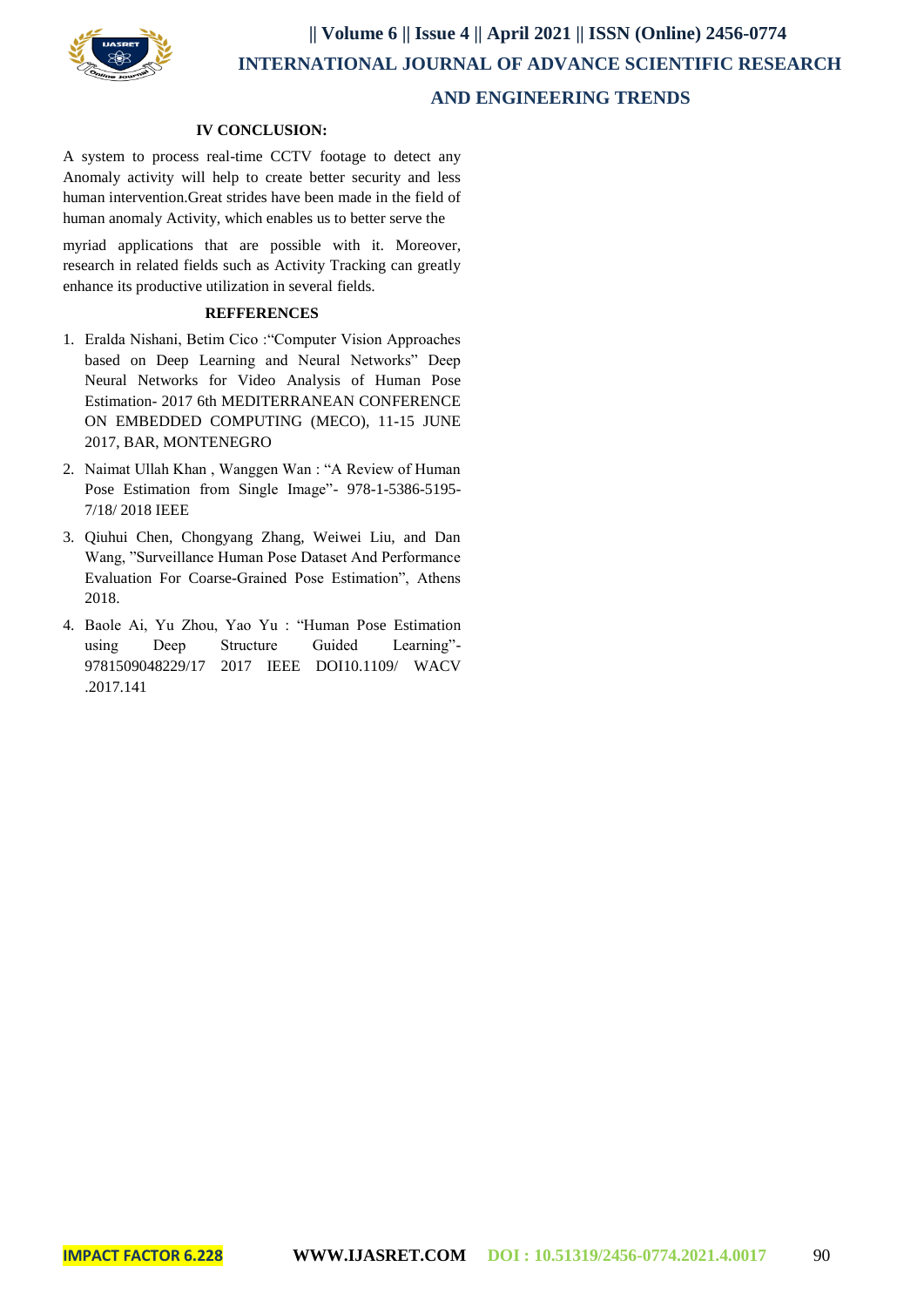## IV CONCLUSION:

A system to process real-time CCTV footage to detect any Anomaly activity will help to create better security and less human intervention.Great strides have been made in the field of human anomaly Activity, which enables us to better serve the myriad applications that are possible with it. Moreover, research in related fields such as Activity Tracking can greatly enhance its productive utilization in several fields.

## REFFERENCES

1. Eralda Nishani, Betim Cico :"Computer Vision Approaches based on Deep Learning and Neural Networks" Deep Neural Networks for Video Analysis of Human Pose Estimation- 2017 6th MEDITERRANEAN CONFERENCE ON EMBEDDED COMPUTING (MECO), 11-15 JUNE 2017, BAR, MONTENEGRO
2. Naimat Ullah Khan , Wanggen Wan : "A Review of Human Pose Estimation from Single Image"- 978-1-5386-5195-7/18/ 2018 IEEE
3. Qiuhui Chen, Chongyang Zhang, Weiwei Liu, and Dan Wang, "Surveillance Human Pose Dataset And Performance Evaluation For Coarse-Grained Pose Estimation", Athens 2018.
4. Baole Ai, Yu Zhou, Yao Yu : "Human Pose Estimation using Deep Structure Guided Learning"- 9781509048229/17 2017 IEEE DOI10.1109/ WACV .2017.141